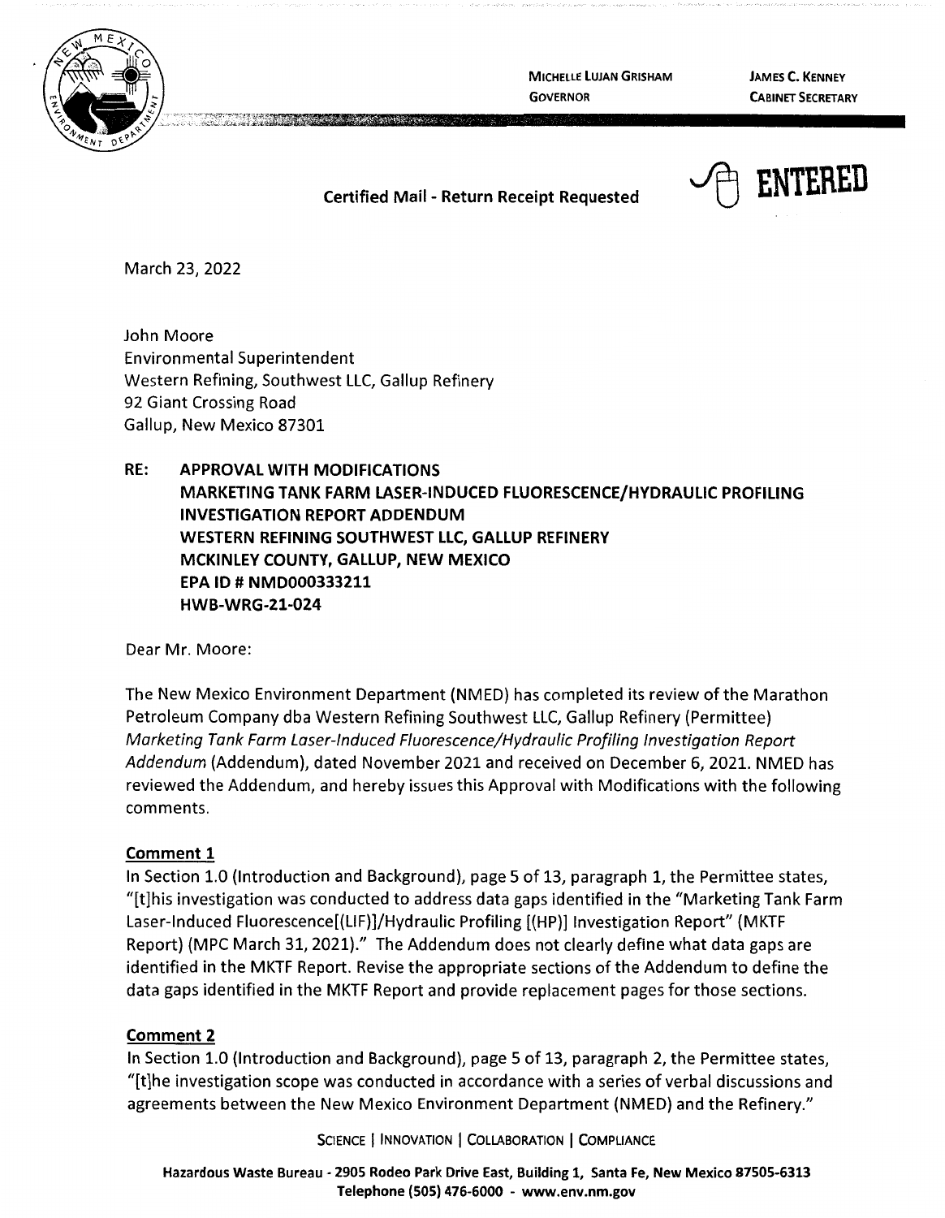MICHELLE LUJAN GRISHAM
GOVERNOR

JAMES C. KENNEY
CABINET SECRETARY

**Certified Mail - Return Receipt Requested**

**ENTERED**

March 23, 2022

John Moore
Environmental Superintendent
Western Refining, Southwest LLC, Gallup Refinery
92 Giant Crossing Road
Gallup, New Mexico 87301

**RE: APPROVAL WITH MODIFICATIONS
MARKETING TANK FARM LASER-INDUCED FLUORESCENCE/HYDRAULIC PROFILING INVESTIGATION REPORT ADDENDUM
WESTERN REFINING SOUTHWEST LLC, GALLUP REFINERY
MCKINLEY COUNTY, GALLUP, NEW MEXICO
EPA ID # NMD000333211
HWB-WRG-21-024**

Dear Mr. Moore:

The New Mexico Environment Department (NMED) has completed its review of the Marathon Petroleum Company dba Western Refining Southwest LLC, Gallup Refinery (Permittee) *Marketing Tank Farm Laser-Induced Fluorescence/Hydraulic Profiling Investigation Report Addendum* (Addendum), dated November 2021 and received on December 6, 2021. NMED has reviewed the Addendum, and hereby issues this Approval with Modifications with the following comments.

**Comment 1**

In Section 1.0 (Introduction and Background), page 5 of 13, paragraph 1, the Permittee states, "[t]his investigation was conducted to address data gaps identified in the "Marketing Tank Farm Laser-Induced Fluorescence[(LIF)]/Hydraulic Profiling [(HP)] Investigation Report" (MKTF Report) (MPC March 31, 2021)." The Addendum does not clearly define what data gaps are identified in the MKTF Report. Revise the appropriate sections of the Addendum to define the data gaps identified in the MKTF Report and provide replacement pages for those sections.

**Comment 2**

In Section 1.0 (Introduction and Background), page 5 of 13, paragraph 2, the Permittee states, "[t]he investigation scope was conducted in accordance with a series of verbal discussions and agreements between the New Mexico Environment Department (NMED) and the Refinery."

SCIENCE | INNOVATION | COLLABORATION | COMPLIANCE

Hazardous Waste Bureau - 2905 Rodeo Park Drive East, Building 1, Santa Fe, New Mexico 87505-6313
Telephone (505) 476-6000 - www.env.nm.gov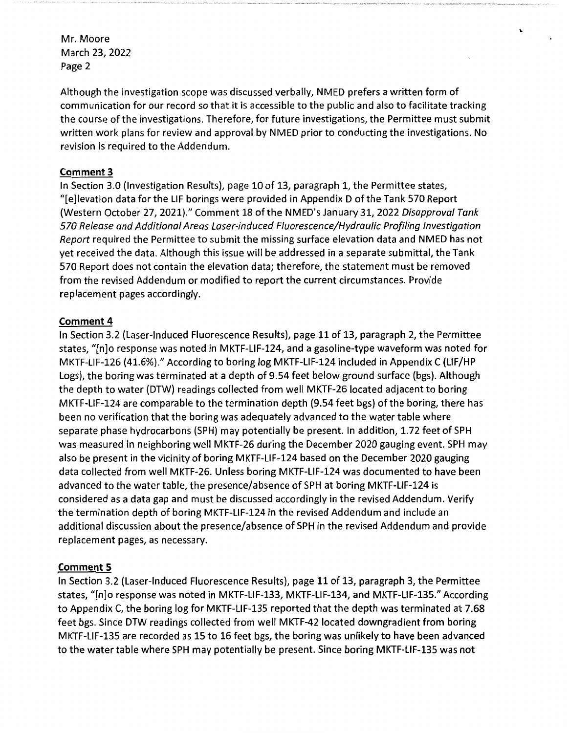Although the investigation scope was discussed verbally, NMED prefers a written form of communication for our record so that it is accessible to the public and also to facilitate tracking the course of the investigations. Therefore, for future investigations, the Permittee must submit written work plans for review and approval by NMED prior to conducting the investigations. No revision is required to the Addendum.

**Comment 3**

In Section 3.0 (Investigation Results), page 10 of 13, paragraph 1, the Permittee states, "[e]levation data for the LIF borings were provided in Appendix D of the Tank 570 Report (Western October 27, 2021)." Comment 18 of the NMED's January 31, 2022 *Disapproval Tank 570 Release and Additional Areas Laser-induced Fluorescence/Hydraulic Profiling Investigation Report* required the Permittee to submit the missing surface elevation data and NMED has not yet received the data. Although this issue will be addressed in a separate submittal, the Tank 570 Report does not contain the elevation data; therefore, the statement must be removed from the revised Addendum or modified to report the current circumstances. Provide replacement pages accordingly.

**Comment 4**

In Section 3.2 (Laser-Induced Fluorescence Results), page 11 of 13, paragraph 2, the Permittee states, "[n]o response was noted in MKTF-LIF-124, and a gasoline-type waveform was noted for MKTF-LIF-126 (41.6%)." According to boring log MKTF-LIF-124 included in Appendix C (LIF/HP Logs), the boring was terminated at a depth of 9.54 feet below ground surface (bgs). Although the depth to water (DTW) readings collected from well MKTF-26 located adjacent to boring MKTF-LIF-124 are comparable to the termination depth (9.54 feet bgs) of the boring, there has been no verification that the boring was adequately advanced to the water table where separate phase hydrocarbons (SPH) may potentially be present. In addition, 1.72 feet of SPH was measured in neighboring well MKTF-26 during the December 2020 gauging event. SPH may also be present in the vicinity of boring MKTF-LIF-124 based on the December 2020 gauging data collected from well MKTF-26. Unless boring MKTF-LIF-124 was documented to have been advanced to the water table, the presence/absence of SPH at boring MKTF-LIF-124 is considered as a data gap and must be discussed accordingly in the revised Addendum. Verify the termination depth of boring MKTF-LIF-124 in the revised Addendum and include an additional discussion about the presence/absence of SPH in the revised Addendum and provide replacement pages, as necessary.

**Comment 5**

In Section 3.2 (Laser-Induced Fluorescence Results), page 11 of 13, paragraph 3, the Permittee states, "[n]o response was noted in MKTF-LIF-133, MKTF-LIF-134, and MKTF-LIF-135." According to Appendix C, the boring log for MKTF-LIF-135 reported that the depth was terminated at 7.68 feet bgs. Since DTW readings collected from well MKTF-42 located downgradient from boring MKTF-LIF-135 are recorded as 15 to 16 feet bgs, the boring was unlikely to have been advanced to the water table where SPH may potentially be present. Since boring MKTF-LIF-135 was not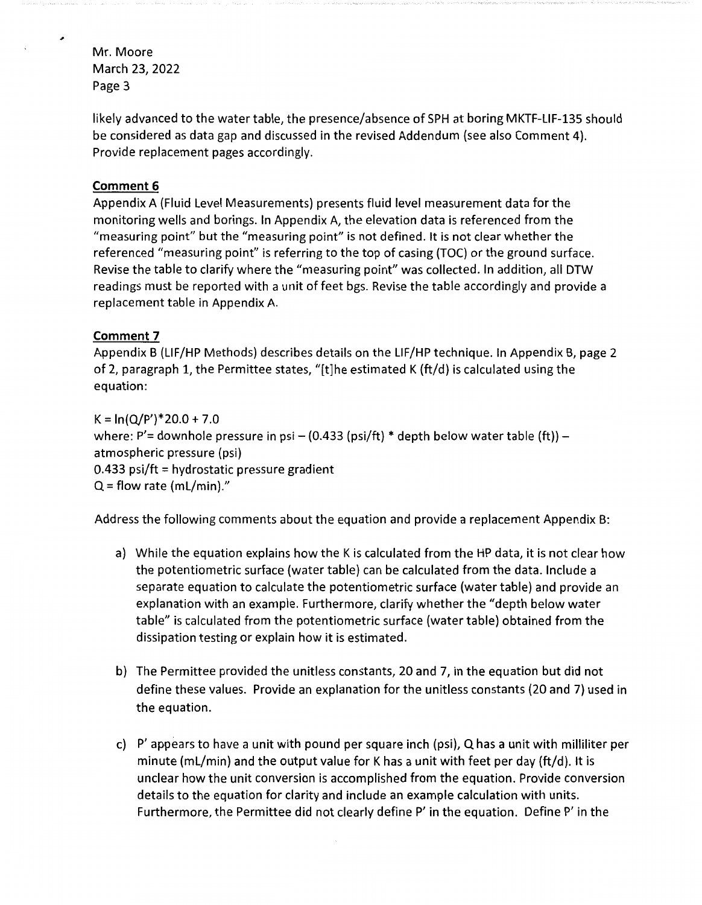likely advanced to the water table, the presence/absence of SPH at boring MKTF-LIF-135 should be considered as data gap and discussed in the revised Addendum (see also Comment 4). Provide replacement pages accordingly.

**Comment 6**

Appendix A (Fluid Level Measurements) presents fluid level measurement data for the monitoring wells and borings. In Appendix A, the elevation data is referenced from the "measuring point" but the "measuring point" is not defined. It is not clear whether the referenced "measuring point" is referring to the top of casing (TOC) or the ground surface. Revise the table to clarify where the "measuring point" was collected. In addition, all DTW readings must be reported with a unit of feet bgs. Revise the table accordingly and provide a replacement table in Appendix A.

**Comment 7**

Appendix B (LIF/HP Methods) describes details on the LIF/HP technique. In Appendix B, page 2 of 2, paragraph 1, the Permittee states, "[t]he estimated K (ft/d) is calculated using the equation:

$K = \ln(Q/P')*20.0 + 7.0$

where: P'= downhole pressure in psi – (0.433 (psi/ft) * depth below water table (ft)) – atmospheric pressure (psi)

0.433 psi/ft = hydrostatic pressure gradient

Q = flow rate (mL/min)."

Address the following comments about the equation and provide a replacement Appendix B:

a) While the equation explains how the K is calculated from the HP data, it is not clear how the potentiometric surface (water table) can be calculated from the data. Include a separate equation to calculate the potentiometric surface (water table) and provide an explanation with an example. Furthermore, clarify whether the "depth below water table" is calculated from the potentiometric surface (water table) obtained from the dissipation testing or explain how it is estimated.

b) The Permittee provided the unitless constants, 20 and 7, in the equation but did not define these values. Provide an explanation for the unitless constants (20 and 7) used in the equation.

c) P' appears to have a unit with pound per square inch (psi), Q has a unit with milliliter per minute (mL/min) and the output value for K has a unit with feet per day (ft/d). It is unclear how the unit conversion is accomplished from the equation. Provide conversion details to the equation for clarity and include an example calculation with units. Furthermore, the Permittee did not clearly define P' in the equation. Define P' in the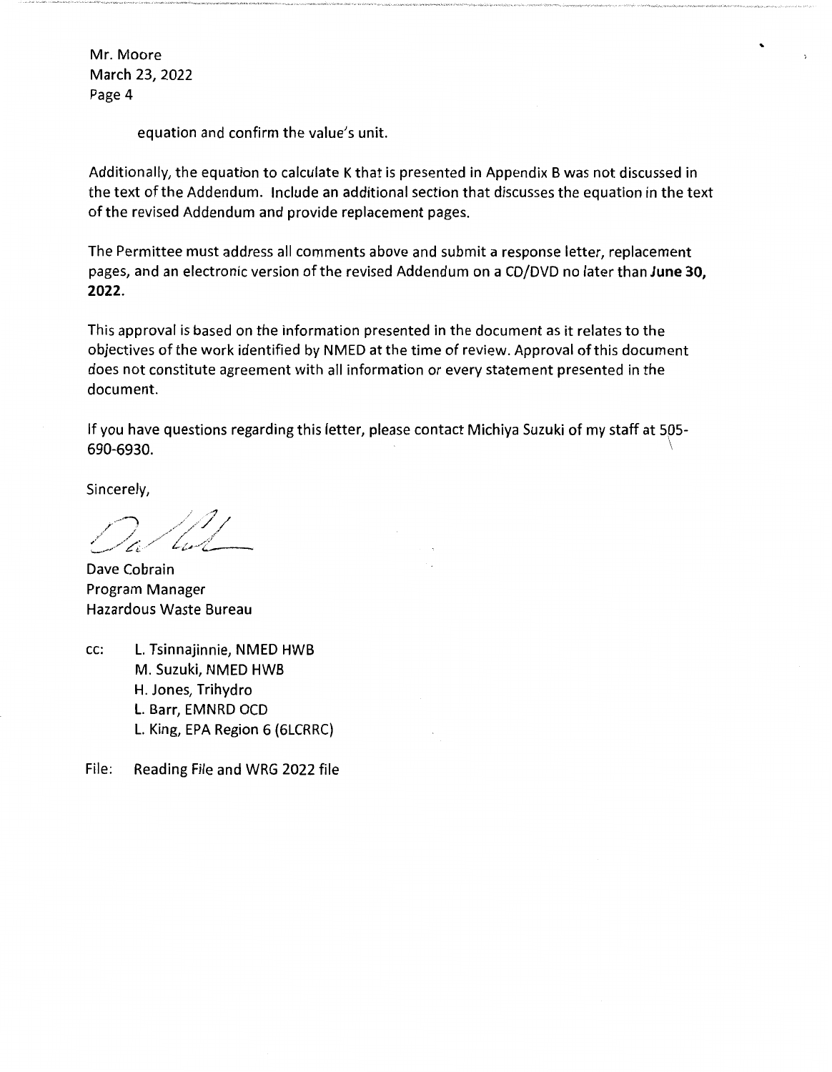equation and confirm the value's unit.

Additionally, the equation to calculate K that is presented in Appendix B was not discussed in the text of the Addendum. Include an additional section that discusses the equation in the text of the revised Addendum and provide replacement pages.

The Permittee must address all comments above and submit a response letter, replacement pages, and an electronic version of the revised Addendum on a CD/DVD no later than **June 30, 2022.**

This approval is based on the information presented in the document as it relates to the objectives of the work identified by NMED at the time of review. Approval of this document does not constitute agreement with all information or every statement presented in the document.

If you have questions regarding this letter, please contact Michiya Suzuki of my staff at 505-690-6930.

Sincerely,

Dave Cobrain
Program Manager
Hazardous Waste Bureau

cc: L. Tsinnajinnie, NMED HWB
M. Suzuki, NMED HWB
H. Jones, Trihydro
L. Barr, EMNRD OCD
L. King, EPA Region 6 (6LCRRC)

File: Reading File and WRG 2022 file